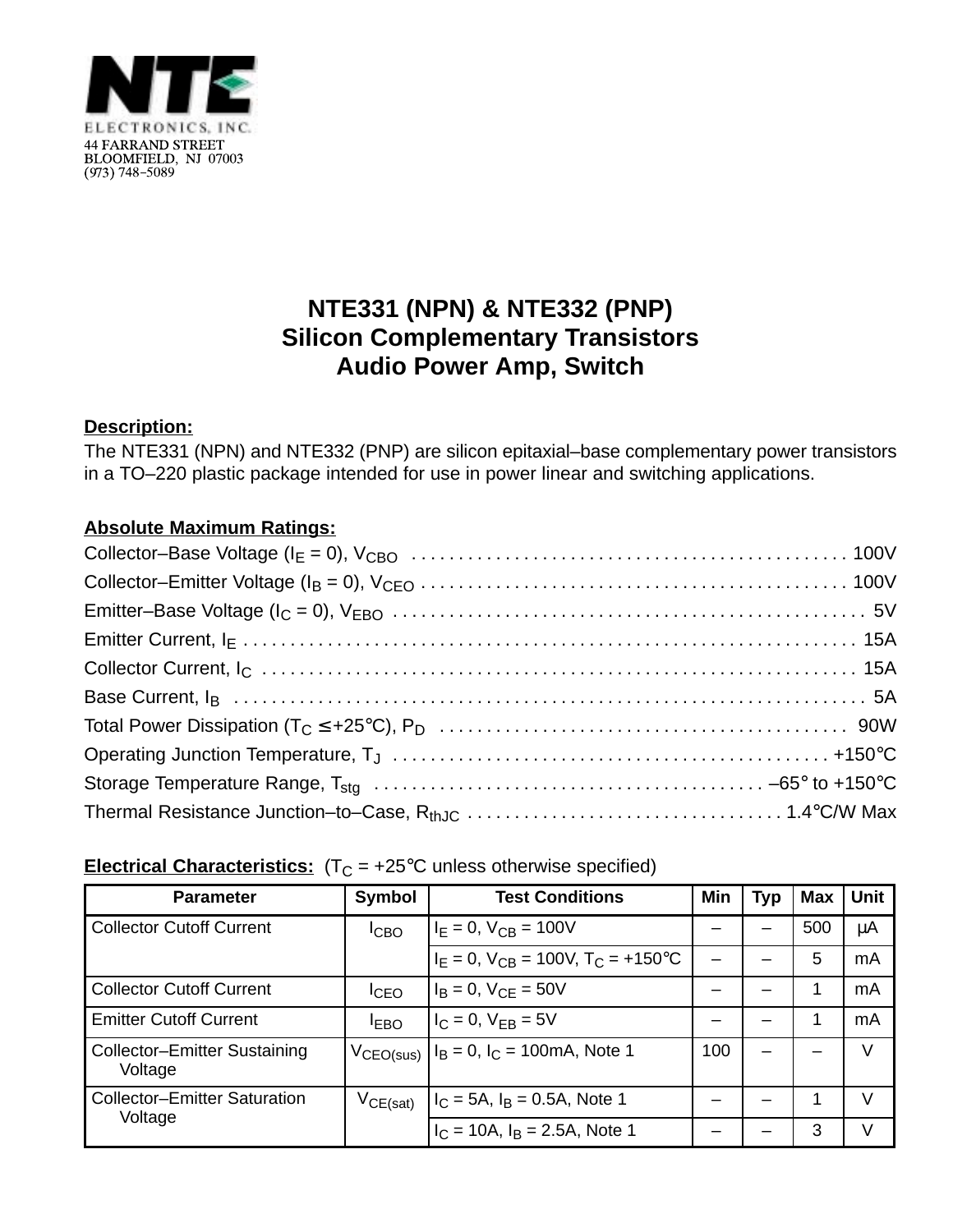NTE ELECTRONICS, INC.
44 FARRAND STREET
BLOOMFIELD, NJ 07003
(973) 748–5089

# NTE331 (NPN) & NTE332 (PNP)
# Silicon Complementary Transistors
# Audio Power Amp, Switch

**Description:**

The NTE331 (NPN) and NTE332 (PNP) are silicon epitaxial–base complementary power transistors in a TO–220 plastic package intended for use in power linear and switching applications.

**Absolute Maximum Ratings:**

Collector–Base Voltage ($I_E$ = 0), $V_{CBO}$ . . . . . . . . . . . . . . . . 100V
Collector–Emitter Voltage ($I_B$ = 0), $V_{CEO}$ . . . . . . . . . . . . . . . . 100V
Emitter–Base Voltage ($I_C$ = 0), $V_{EBO}$ . . . . . . . . . . . . . . . . 5V
Emitter Current, $I_E$ . . . . . . . . . . . . . . . . 15A
Collector Current, $I_C$ . . . . . . . . . . . . . . . . 15A
Base Current, $I_B$ . . . . . . . . . . . . . . . . 5A
Total Power Dissipation ($T_C$ ≤ +25°C), $P_D$ . . . . . . . . . . . . . . . . 90W
Operating Junction Temperature, $T_J$ . . . . . . . . . . . . . . . . +150°C
Storage Temperature Range, $T_{stg}$ . . . . . . . . . . . . . . . . –65° to +150°C
Thermal Resistance Junction–to–Case, $R_{thJC}$ . . . . . . . . . . . . . . . . 1.4°C/W Max

**Electrical Characteristics:** ($T_C$ = +25°C unless otherwise specified)

| Parameter | Symbol | Test Conditions | Min | Typ | Max | Unit |
|---|---|---|---|---|---|---|
| Collector Cutoff Current | $I_{CBO}$ | $I_E$ = 0, $V_{CB}$ = 100V | – | – | 500 | µA |
| | | $I_E$ = 0, $V_{CB}$ = 100V, $T_C$ = +150°C | – | – | 5 | mA |
| Collector Cutoff Current | $I_{CEO}$ | $I_B$ = 0, $V_{CE}$ = 50V | – | – | 1 | mA |
| Emitter Cutoff Current | $I_{EBO}$ | $I_C$ = 0, $V_{EB}$ = 5V | – | – | 1 | mA |
| Collector–Emitter Sustaining Voltage | $V_{CEO(sus)}$ | $I_B$ = 0, $I_C$ = 100mA, Note 1 | 100 | – | – | V |
| Collector–Emitter Saturation Voltage | $V_{CE(sat)}$ | $I_C$ = 5A, $I_B$ = 0.5A, Note 1 | – | – | 1 | V |
| | | $I_C$ = 10A, $I_B$ = 2.5A, Note 1 | – | – | 3 | V |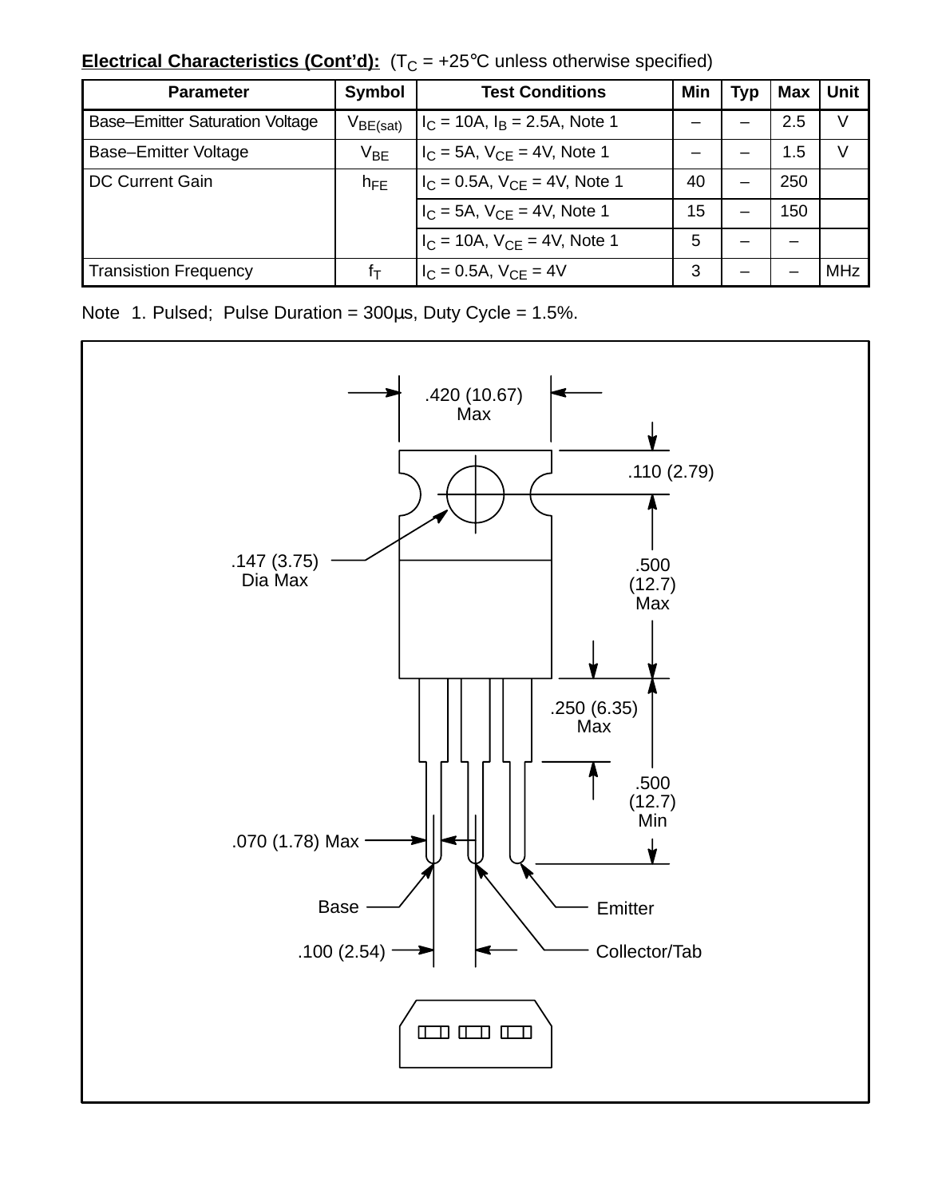**Electrical Characteristics (Cont'd):** ($T_C$ = +25°C unless otherwise specified)

| Parameter | Symbol | Test Conditions | Min | Typ | Max | Unit |
|---|---|---|---|---|---|---|
| Base–Emitter Saturation Voltage | $V_{BE(sat)}$ | $I_C$ = 10A, $I_B$ = 2.5A, Note 1 | – | – | 2.5 | V |
| Base–Emitter Voltage | $V_{BE}$ | $I_C$ = 5A, $V_{CE}$ = 4V, Note 1 | – | – | 1.5 | V |
| DC Current Gain | $h_{FE}$ | $I_C$ = 0.5A, $V_{CE}$ = 4V, Note 1 | 40 | – | 250 | |
| | | $I_C$ = 5A, $V_{CE}$ = 4V, Note 1 | 15 | – | 150 | |
| | | $I_C$ = 10A, $V_{CE}$ = 4V, Note 1 | 5 | – | – | |
| Transistion Frequency | $f_T$ | $I_C$ = 0.5A, $V_{CE}$ = 4V | 3 | – | – | MHz |

Note 1. Pulsed; Pulse Duration = 300μs, Duty Cycle = 1.5%.

.420 (10.67) Max

.110 (2.79)

.147 (3.75) Dia Max

.500 (12.7) Max

.250 (6.35) Max

.500 (12.7) Min

.070 (1.78) Max

Base

Emitter

.100 (2.54)

Collector/Tab